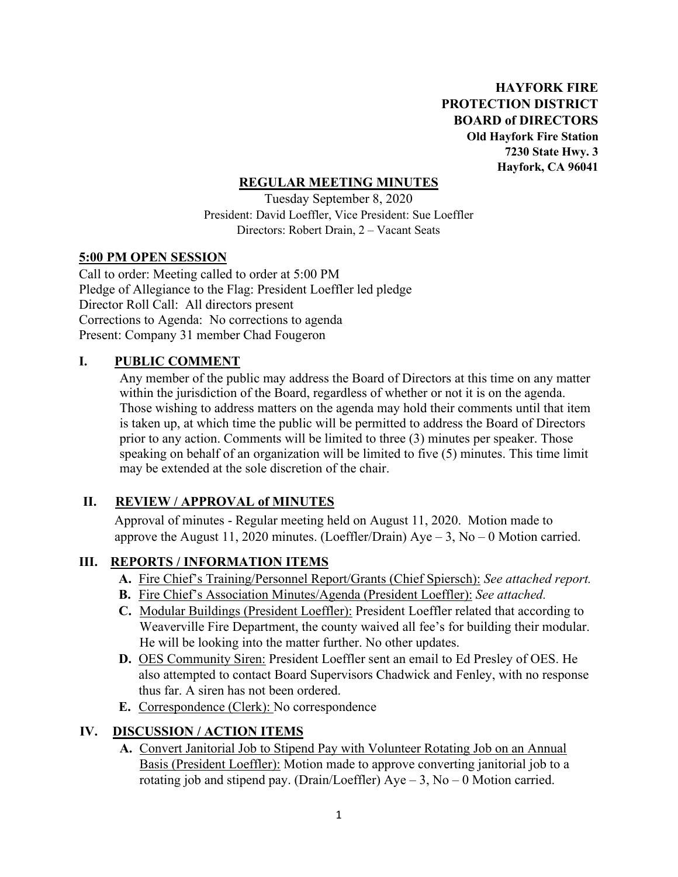**HAYFORK FIRE PROTECTION DISTRICT BOARD of DIRECTORS**
**Old Hayfork Fire Station**
**7230 State Hwy. 3**
**Hayfork, CA 96041**

# REGULAR MEETING MINUTES

Tuesday September 8, 2020
President: David Loeffler, Vice President: Sue Loeffler
Directors: Robert Drain, 2 – Vacant Seats

## 5:00 PM OPEN SESSION

Call to order: Meeting called to order at 5:00 PM
Pledge of Allegiance to the Flag: President Loeffler led pledge
Director Roll Call: All directors present
Corrections to Agenda: No corrections to agenda
Present: Company 31 member Chad Fougeron

## I. PUBLIC COMMENT

Any member of the public may address the Board of Directors at this time on any matter within the jurisdiction of the Board, regardless of whether or not it is on the agenda. Those wishing to address matters on the agenda may hold their comments until that item is taken up, at which time the public will be permitted to address the Board of Directors prior to any action. Comments will be limited to three (3) minutes per speaker. Those speaking on behalf of an organization will be limited to five (5) minutes. This time limit may be extended at the sole discretion of the chair.

## II. REVIEW / APPROVAL of MINUTES

Approval of minutes - Regular meeting held on August 11, 2020. Motion made to approve the August 11, 2020 minutes. (Loeffler/Drain) Aye – 3, No – 0 Motion carried.

## III. REPORTS / INFORMATION ITEMS

- **A.** Fire Chief's Training/Personnel Report/Grants (Chief Spiersch): *See attached report.*
- **B.** Fire Chief's Association Minutes/Agenda (President Loeffler): *See attached.*
- **C.** Modular Buildings (President Loeffler): President Loeffler related that according to Weaverville Fire Department, the county waived all fee's for building their modular. He will be looking into the matter further. No other updates.
- **D.** OES Community Siren: President Loeffler sent an email to Ed Presley of OES. He also attempted to contact Board Supervisors Chadwick and Fenley, with no response thus far. A siren has not been ordered.
- **E.** Correspondence (Clerk): No correspondence

## IV. DISCUSSION / ACTION ITEMS

- **A.** Convert Janitorial Job to Stipend Pay with Volunteer Rotating Job on an Annual Basis (President Loeffler): Motion made to approve converting janitorial job to a rotating job and stipend pay. (Drain/Loeffler) Aye – 3, No – 0 Motion carried.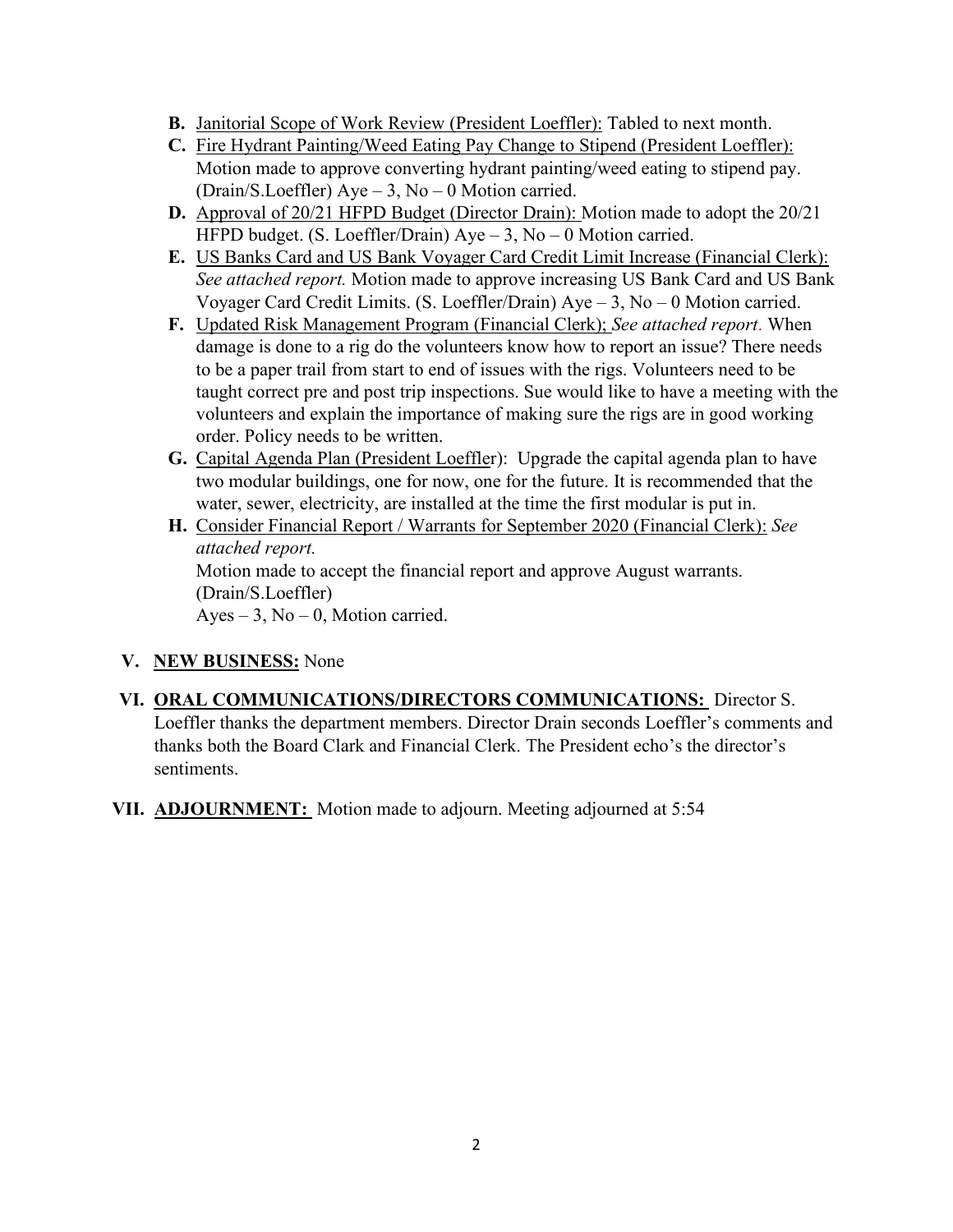**B.** <u>Janitorial Scope of Work Review (President Loeffler):</u> Tabled to next month.

**C.** <u>Fire Hydrant Painting/Weed Eating Pay Change to Stipend (President Loeffler):</u> Motion made to approve converting hydrant painting/weed eating to stipend pay. (Drain/S.Loeffler) Aye – 3, No – 0 Motion carried.

**D.** <u>Approval of 20/21 HFPD Budget (Director Drain):</u> Motion made to adopt the 20/21 HFPD budget. (S. Loeffler/Drain) Aye – 3, No – 0 Motion carried.

**E.** <u>US Banks Card and US Bank Voyager Card Credit Limit Increase (Financial Clerk):</u> *See attached report.* Motion made to approve increasing US Bank Card and US Bank Voyager Card Credit Limits. (S. Loeffler/Drain) Aye – 3, No – 0 Motion carried.

**F.** <u>Updated Risk Management Program (Financial Clerk);</u> *See attached report*. When damage is done to a rig do the volunteers know how to report an issue? There needs to be a paper trail from start to end of issues with the rigs. Volunteers need to be taught correct pre and post trip inspections. Sue would like to have a meeting with the volunteers and explain the importance of making sure the rigs are in good working order. Policy needs to be written.

**G.** <u>Capital Agenda Plan (President Loeffler</u>): Upgrade the capital agenda plan to have two modular buildings, one for now, one for the future. It is recommended that the water, sewer, electricity, are installed at the time the first modular is put in.

**H.** <u>Consider Financial Report / Warrants for September 2020 (Financial Clerk):</u> *See attached report.*
Motion made to accept the financial report and approve August warrants. (Drain/S.Loeffler)
Ayes – 3, No – 0, Motion carried.

**V. <u>NEW BUSINESS:</u>** None

**VI. <u>ORAL COMMUNICATIONS/DIRECTORS COMMUNICATIONS:</u>** Director S. Loeffler thanks the department members. Director Drain seconds Loeffler's comments and thanks both the Board Clark and Financial Clerk. The President echo's the director's sentiments.

**VII. <u>ADJOURNMENT:</u>** Motion made to adjourn. Meeting adjourned at 5:54